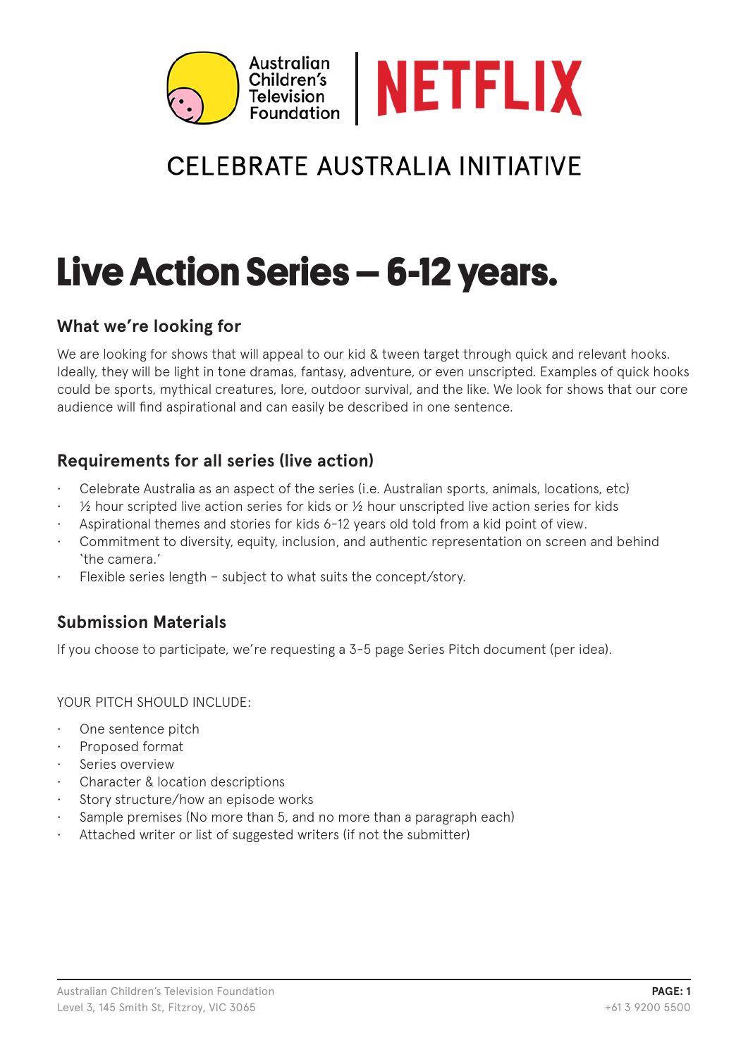Australian Children's Television Foundation | NETFLIX

CELEBRATE AUSTRALIA INITIATIVE

# Live Action Series – 6-12 years.

## What we're looking for

We are looking for shows that will appeal to our kid & tween target through quick and relevant hooks. Ideally, they will be light in tone dramas, fantasy, adventure, or even unscripted. Examples of quick hooks could be sports, mythical creatures, lore, outdoor survival, and the like. We look for shows that our core audience will find aspirational and can easily be described in one sentence.

## Requirements for all series (live action)

- Celebrate Australia as an aspect of the series (i.e. Australian sports, animals, locations, etc)
- ½ hour scripted live action series for kids or ½ hour unscripted live action series for kids
- Aspirational themes and stories for kids 6-12 years old told from a kid point of view.
- Commitment to diversity, equity, inclusion, and authentic representation on screen and behind 'the camera.'
- Flexible series length – subject to what suits the concept/story.

## Submission Materials

If you choose to participate, we're requesting a 3-5 page Series Pitch document (per idea).

YOUR PITCH SHOULD INCLUDE:

- One sentence pitch
- Proposed format
- Series overview
- Character & location descriptions
- Story structure/how an episode works
- Sample premises (No more than 5, and no more than a paragraph each)
- Attached writer or list of suggested writers (if not the submitter)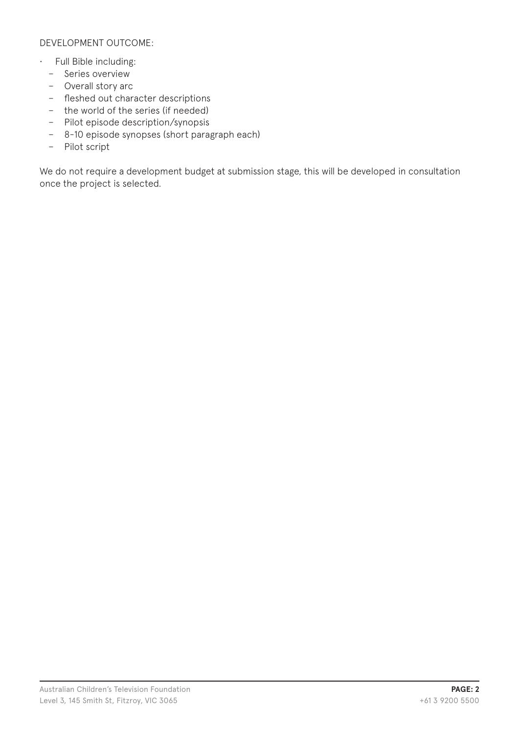DEVELOPMENT OUTCOME:

- Full Bible including:
  - Series overview
  - Overall story arc
  - fleshed out character descriptions
  - the world of the series (if needed)
  - Pilot episode description/synopsis
  - 8-10 episode synopses (short paragraph each)
  - Pilot script

We do not require a development budget at submission stage, this will be developed in consultation once the project is selected.